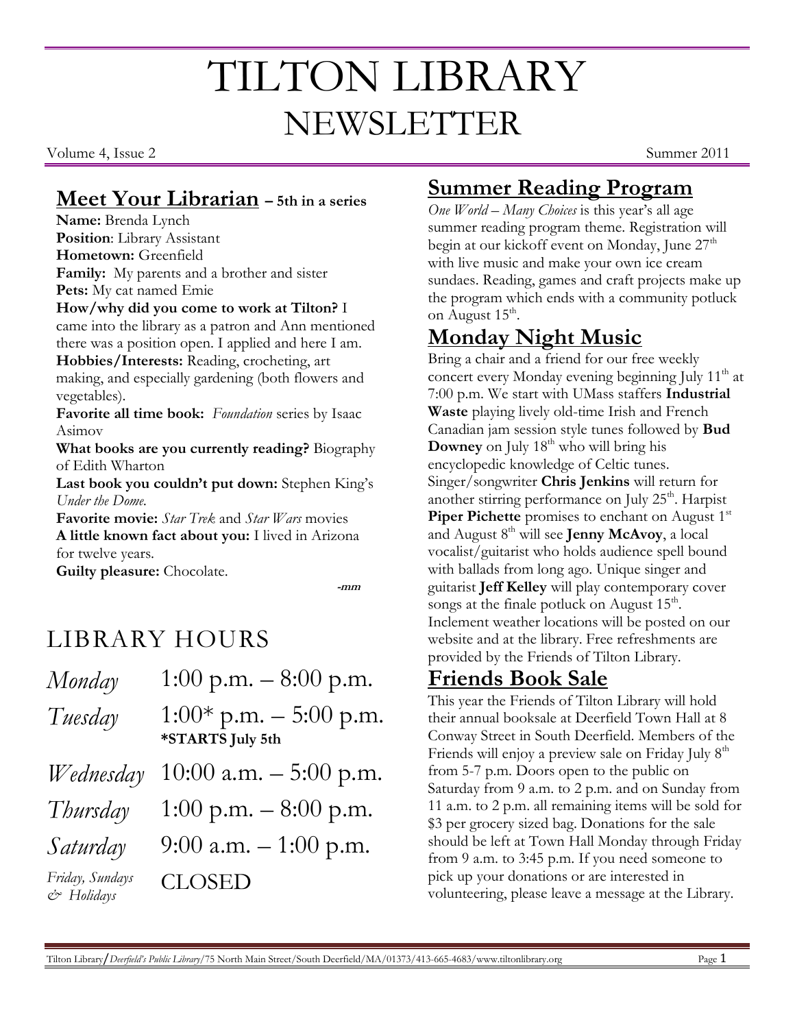# TILTON LIBRARY
## NEWSLETTER

Volume 4, Issue 2 — Summer 2011

## Meet Your Librarian – 5th in a series

**Name:** Brenda Lynch
**Position**: Library Assistant
**Hometown:** Greenfield
**Family:** My parents and a brother and sister
**Pets:** My cat named Emie
**How/why did you come to work at Tilton?** I came into the library as a patron and Ann mentioned there was a position open. I applied and here I am.
**Hobbies/Interests:** Reading, crocheting, art making, and especially gardening (both flowers and vegetables).
**Favorite all time book:** *Foundation* series by Isaac Asimov
**What books are you currently reading?** Biography of Edith Wharton
**Last book you couldn't put down:** Stephen King's *Under the Dome.*
**Favorite movie:** *Star Trek* and *Star Wars* movies
**A little known fact about you:** I lived in Arizona for twelve years.
**Guilty pleasure:** Chocolate.

*-mm*

## LIBRARY HOURS

| | |
|---|---|
| *Monday* | 1:00 p.m. – 8:00 p.m. |
| *Tuesday* | 1:00* p.m. – 5:00 p.m. **\*STARTS July 5th** |
| *Wednesday* | 10:00 a.m. – 5:00 p.m. |
| *Thursday* | 1:00 p.m. – 8:00 p.m. |
| *Saturday* | 9:00 a.m. – 1:00 p.m. |
| *Friday, Sundays & Holidays* | CLOSED |

## Summer Reading Program

*One World – Many Choices* is this year's all age summer reading program theme. Registration will begin at our kickoff event on Monday, June 27th with live music and make your own ice cream sundaes. Reading, games and craft projects make up the program which ends with a community potluck on August 15th.

## Monday Night Music

Bring a chair and a friend for our free weekly concert every Monday evening beginning July 11th at 7:00 p.m. We start with UMass staffers **Industrial Waste** playing lively old-time Irish and French Canadian jam session style tunes followed by **Bud Downey** on July 18th who will bring his encyclopedic knowledge of Celtic tunes. Singer/songwriter **Chris Jenkins** will return for another stirring performance on July 25th. Harpist **Piper Pichette** promises to enchant on August 1st and August 8th will see **Jenny McAvoy**, a local vocalist/guitarist who holds audience spell bound with ballads from long ago. Unique singer and guitarist **Jeff Kelley** will play contemporary cover songs at the finale potluck on August 15th. Inclement weather locations will be posted on our website and at the library. Free refreshments are provided by the Friends of Tilton Library.

## Friends Book Sale

This year the Friends of Tilton Library will hold their annual booksale at Deerfield Town Hall at 8 Conway Street in South Deerfield. Members of the Friends will enjoy a preview sale on Friday July 8th from 5-7 p.m. Doors open to the public on Saturday from 9 a.m. to 2 p.m. and on Sunday from 11 a.m. to 2 p.m. all remaining items will be sold for $3 per grocery sized bag. Donations for the sale should be left at Town Hall Monday through Friday from 9 a.m. to 3:45 p.m. If you need someone to pick up your donations or are interested in volunteering, please leave a message at the Library.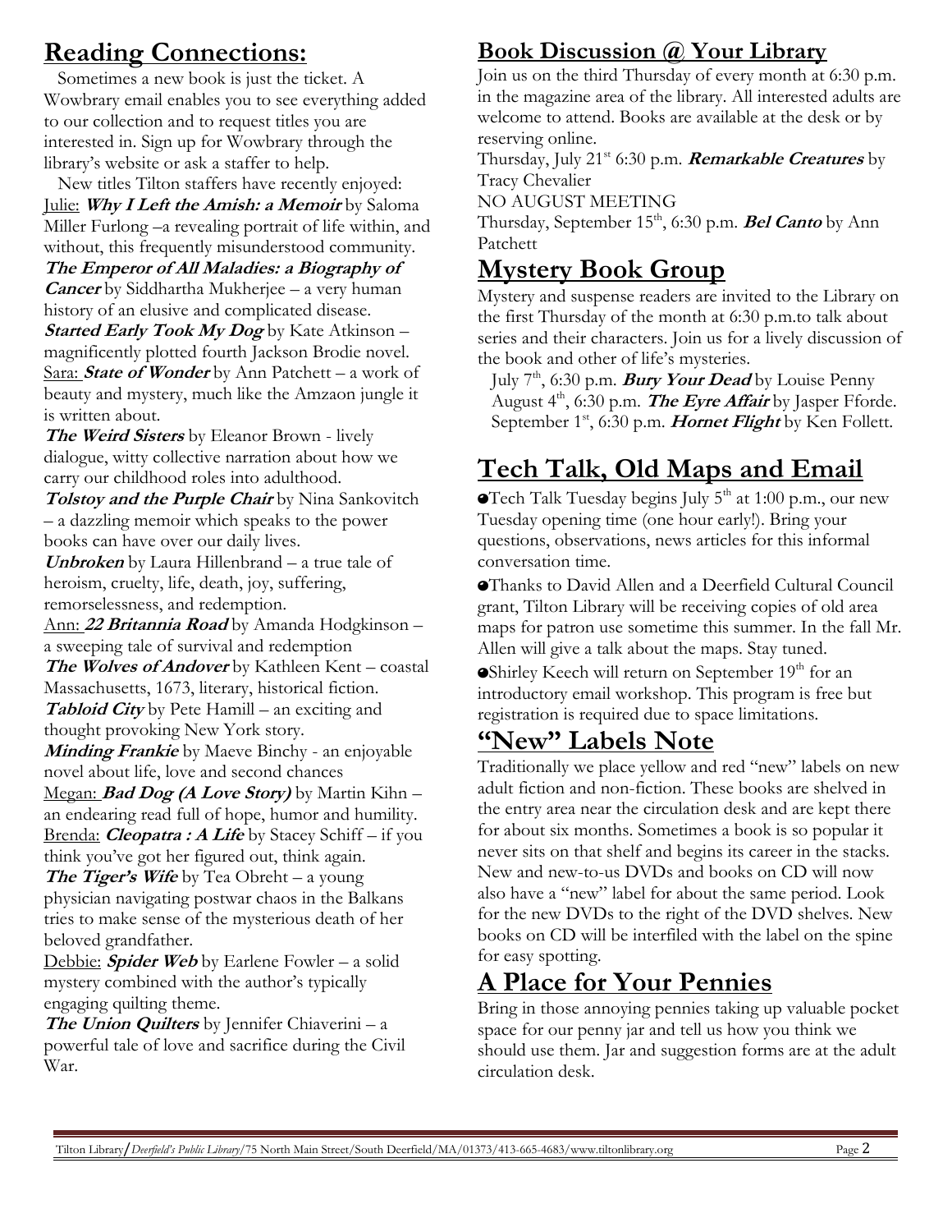## Reading Connections:

Sometimes a new book is just the ticket. A Wowbrary email enables you to see everything added to our collection and to request titles you are interested in. Sign up for Wowbrary through the library's website or ask a staffer to help.

New titles Tilton staffers have recently enjoyed:

Julie: ***Why I Left the Amish: a Memoir*** by Saloma Miller Furlong –a revealing portrait of life within, and without, this frequently misunderstood community.

***The Emperor of All Maladies: a Biography of Cancer*** by Siddhartha Mukherjee – a very human history of an elusive and complicated disease.

***Started Early Took My Dog*** by Kate Atkinson – magnificently plotted fourth Jackson Brodie novel.

Sara: ***State of Wonder*** by Ann Patchett – a work of beauty and mystery, much like the Amzaon jungle it is written about.

***The Weird Sisters*** by Eleanor Brown - lively dialogue, witty collective narration about how we carry our childhood roles into adulthood.

***Tolstoy and the Purple Chair*** by Nina Sankovitch – a dazzling memoir which speaks to the power books can have over our daily lives.

***Unbroken*** by Laura Hillenbrand – a true tale of heroism, cruelty, life, death, joy, suffering, remorselessness, and redemption.

Ann: ***22 Britannia Road*** by Amanda Hodgkinson – a sweeping tale of survival and redemption

***The Wolves of Andover*** by Kathleen Kent – coastal Massachusetts, 1673, literary, historical fiction.

***Tabloid City*** by Pete Hamill – an exciting and thought provoking New York story.

***Minding Frankie*** by Maeve Binchy - an enjoyable novel about life, love and second chances

Megan: ***Bad Dog (A Love Story)*** by Martin Kihn – an endearing read full of hope, humor and humility.

Brenda: ***Cleopatra : A Life*** by Stacey Schiff – if you think you've got her figured out, think again.

***The Tiger's Wife*** by Tea Obreht – a young physician navigating postwar chaos in the Balkans tries to make sense of the mysterious death of her beloved grandfather.

Debbie: ***Spider Web*** by Earlene Fowler – a solid mystery combined with the author's typically engaging quilting theme.

***The Union Quilters*** by Jennifer Chiaverini – a powerful tale of love and sacrifice during the Civil War.

## Book Discussion @ Your Library

Join us on the third Thursday of every month at 6:30 p.m. in the magazine area of the library. All interested adults are welcome to attend. Books are available at the desk or by reserving online.

Thursday, July 21st 6:30 p.m. ***Remarkable Creatures*** by Tracy Chevalier

NO AUGUST MEETING

Thursday, September 15th, 6:30 p.m. ***Bel Canto*** by Ann Patchett

## Mystery Book Group

Mystery and suspense readers are invited to the Library on the first Thursday of the month at 6:30 p.m.to talk about series and their characters. Join us for a lively discussion of the book and other of life's mysteries.

July 7th, 6:30 p.m. ***Bury Your Dead*** by Louise Penny
August 4th, 6:30 p.m. ***The Eyre Affair*** by Jasper Fforde.
September 1st, 6:30 p.m. ***Hornet Flight*** by Ken Follett.

## Tech Talk, Old Maps and Email

- Tech Talk Tuesday begins July 5th at 1:00 p.m., our new Tuesday opening time (one hour early!). Bring your questions, observations, news articles for this informal conversation time.
- Thanks to David Allen and a Deerfield Cultural Council grant, Tilton Library will be receiving copies of old area maps for patron use sometime this summer. In the fall Mr. Allen will give a talk about the maps. Stay tuned.
- Shirley Keech will return on September 19th for an introductory email workshop. This program is free but registration is required due to space limitations.

## "New" Labels Note

Traditionally we place yellow and red "new" labels on new adult fiction and non-fiction. These books are shelved in the entry area near the circulation desk and are kept there for about six months. Sometimes a book is so popular it never sits on that shelf and begins its career in the stacks. New and new-to-us DVDs and books on CD will now also have a "new" label for about the same period. Look for the new DVDs to the right of the DVD shelves. New books on CD will be interfiled with the label on the spine for easy spotting.

## A Place for Your Pennies

Bring in those annoying pennies taking up valuable pocket space for our penny jar and tell us how you think we should use them. Jar and suggestion forms are at the adult circulation desk.